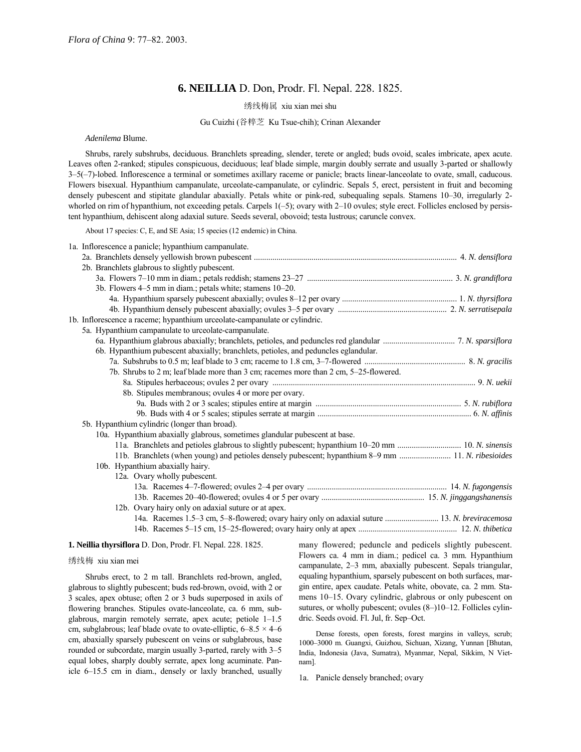*Flora of China* 9: 77–82. 2003.

# 6. NEILLIA D. Don, Prodr. Fl. Nepal. 228. 1825.

绣线梅属 xiu xian mei shu

Gu Cuizhi (谷粹芝 Ku Tsue-chih); Crinan Alexander

*Adenilema* Blume.

Shrubs, rarely subshrubs, deciduous. Branchlets spreading, slender, terete or angled; buds ovoid, scales imbricate, apex acute. Leaves often 2-ranked; stipules conspicuous, deciduous; leaf blade simple, margin doubly serrate and usually 3-parted or shallowly 3–5(–7)-lobed. Inflorescence a terminal or sometimes axillary raceme or panicle; bracts linear-lanceolate to ovate, small, caducous. Flowers bisexual. Hypanthium campanulate, urceolate-campanulate, or cylindric. Sepals 5, erect, persistent in fruit and becoming densely pubescent and stipitate glandular abaxially. Petals white or pink-red, subequaling sepals. Stamens 10–30, irregularly 2-whorled on rim of hypanthium, not exceeding petals. Carpels 1(–5); ovary with 2–10 ovules; style erect. Follicles enclosed by persistent hypanthium, dehiscent along adaxial suture. Seeds several, obovoid; testa lustrous; caruncle convex.

About 17 species: C, E, and SE Asia; 15 species (12 endemic) in China.

1a. Inflorescence a panicle; hypanthium campanulate.
- 2a. Branchlets densely yellowish brown pubescent .......... 4. *N. densiflora*
- 2b. Branchlets glabrous to slightly pubescent.
  - 3a. Flowers 7–10 mm in diam.; petals reddish; stamens 23–27 .......... 3. *N. grandiflora*
  - 3b. Flowers 4–5 mm in diam.; petals white; stamens 10–20.
    - 4a. Hypanthium sparsely pubescent abaxially; ovules 8–12 per ovary .......... 1. *N. thyrsiflora*
    - 4b. Hypanthium densely pubescent abaxially; ovules 3–5 per ovary .......... 2. *N. serratisepala*

1b. Inflorescence a raceme; hypanthium urceolate-campanulate or cylindric.
- 5a. Hypanthium campanulate to urceolate-campanulate.
  - 6a. Hypanthium glabrous abaxially; branchlets, petioles, and peduncles red glandular .......... 7. *N. sparsiflora*
  - 6b. Hypanthium pubescent abaxially; branchlets, petioles, and peduncles eglandular.
    - 7a. Subshrubs to 0.5 m; leaf blade to 3 cm; raceme to 1.8 cm, 3–7-flowered .......... 8. *N. gracilis*
    - 7b. Shrubs to 2 m; leaf blade more than 3 cm; racemes more than 2 cm, 5–25-flowered.
      - 8a. Stipules herbaceous; ovules 2 per ovary .......... 9. *N. uekii*
      - 8b. Stipules membranous; ovules 4 or more per ovary.
        - 9a. Buds with 2 or 3 scales; stipules entire at margin .......... 5. *N. rubiflora*
        - 9b. Buds with 4 or 5 scales; stipules serrate at margin .......... 6. *N. affinis*
- 5b. Hypanthium cylindric (longer than broad).
  - 10a. Hypanthium abaxially glabrous, sometimes glandular pubescent at base.
    - 11a. Branchlets and petioles glabrous to slightly pubescent; hypanthium 10–20 mm .......... 10. *N. sinensis*
    - 11b. Branchlets (when young) and petioles densely pubescent; hypanthium 8–9 mm .......... 11. *N. ribesioides*
  - 10b. Hypanthium abaxially hairy.
    - 12a. Ovary wholly pubescent.
      - 13a. Racemes 4–7-flowered; ovules 2–4 per ovary .......... 14. *N. fugongensis*
      - 13b. Racemes 20–40-flowered; ovules 4 or 5 per ovary .......... 15. *N. jinggangshanensis*
    - 12b. Ovary hairy only on adaxial suture or at apex.
      - 14a. Racemes 1.5–3 cm, 5–8-flowered; ovary hairy only on adaxial suture .......... 13. *N. breviracemosa*
      - 14b. Racemes 5–15 cm, 15–25-flowered; ovary hairy only at apex .......... 12. *N. thibetica*

**1. Neillia thyrsiflora** D. Don, Prodr. Fl. Nepal. 228. 1825.

绣线梅 xiu xian mei

Shrubs erect, to 2 m tall. Branchlets red-brown, angled, glabrous to slightly pubescent; buds red-brown, ovoid, with 2 or 3 scales, apex obtuse; often 2 or 3 buds superposed in axils of flowering branches. Stipules ovate-lanceolate, ca. 6 mm, subglabrous, margin remotely serrate, apex acute; petiole 1–1.5 cm, subglabrous; leaf blade ovate to ovate-elliptic, 6–8.5 × 4–6 cm, abaxially sparsely pubescent on veins or subglabrous, base rounded or subcordate, margin usually 3-parted, rarely with 3–5 equal lobes, sharply doubly serrate, apex long acuminate. Panicle 6–15.5 cm in diam., densely or laxly branched, usually many flowered; peduncle and pedicels slightly pubescent. Flowers ca. 4 mm in diam.; pedicel ca. 3 mm. Hypanthium campanulate, 2–3 mm, abaxially pubescent. Sepals triangular, equaling hypanthium, sparsely pubescent on both surfaces, margin entire, apex caudate. Petals white, obovate, ca. 2 mm. Stamens 10–15. Ovary cylindric, glabrous or only pubescent on sutures, or wholly pubescent; ovules (8–)10–12. Follicles cylindric. Seeds ovoid. Fl. Jul, fr. Sep–Oct.

Dense forests, open forests, forest margins in valleys, scrub; 1000–3000 m. Guangxi, Guizhou, Sichuan, Xizang, Yunnan [Bhutan, India, Indonesia (Java, Sumatra), Myanmar, Nepal, Sikkim, N Vietnam].

1a. Panicle densely branched; ovary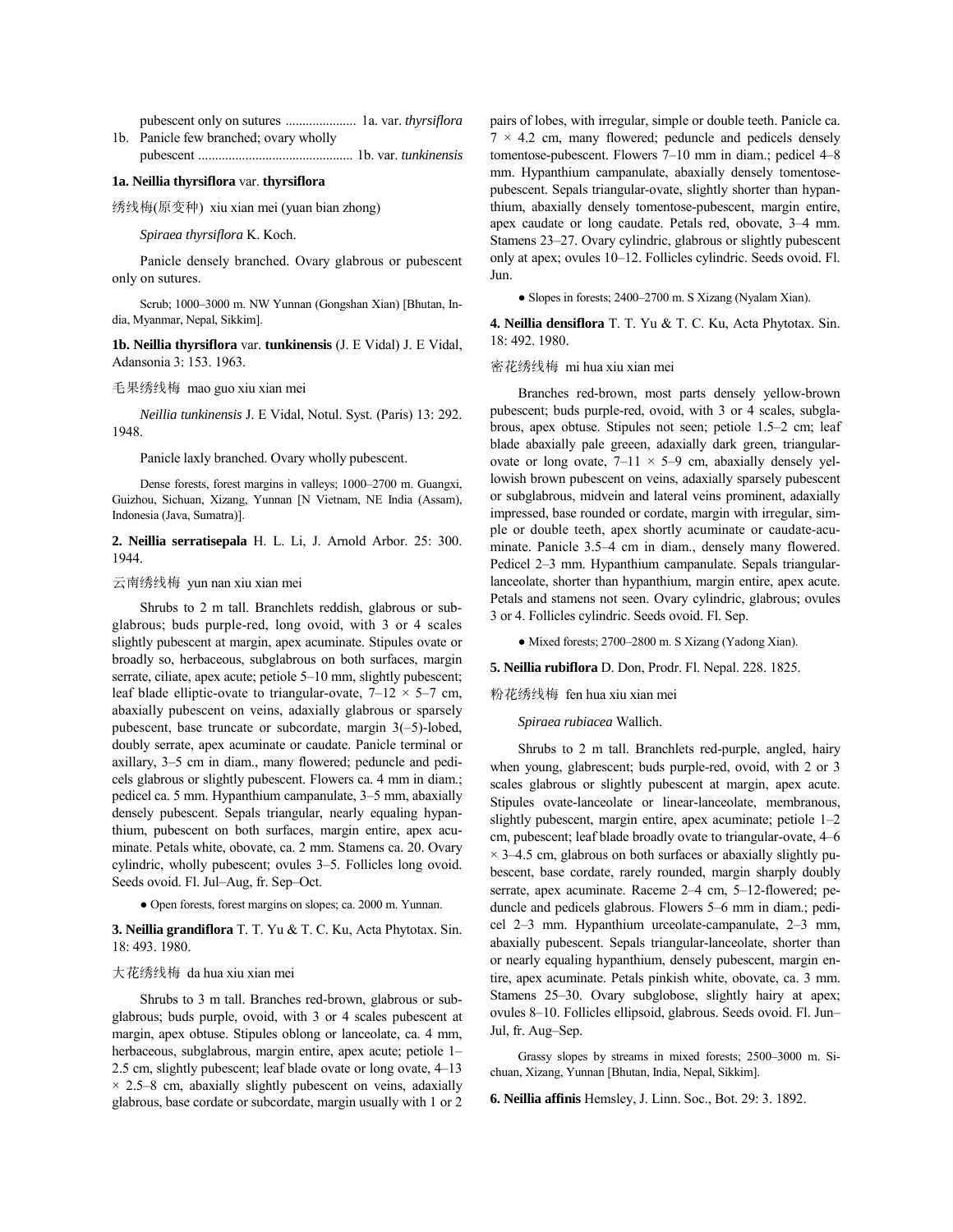pubescent only on sutures ..................... 1a. var. *thyrsiflora*

1b. Panicle few branched; ovary wholly pubescent ............................................. 1b. var. *tunkinensis*

**1a. Neillia thyrsiflora** var. **thyrsiflora**

绣线梅(原变种) xiu xian mei (yuan bian zhong)

*Spiraea thyrsiflora* K. Koch.

Panicle densely branched. Ovary glabrous or pubescent only on sutures.

Scrub; 1000–3000 m. NW Yunnan (Gongshan Xian) [Bhutan, India, Myanmar, Nepal, Sikkim].

**1b. Neillia thyrsiflora** var. **tunkinensis** (J. E Vidal) J. E Vidal, Adansonia 3: 153. 1963.

毛果绣线梅 mao guo xiu xian mei

*Neillia tunkinensis* J. E Vidal, Notul. Syst. (Paris) 13: 292. 1948.

Panicle laxly branched. Ovary wholly pubescent.

Dense forests, forest margins in valleys; 1000–2700 m. Guangxi, Guizhou, Sichuan, Xizang, Yunnan [N Vietnam, NE India (Assam), Indonesia (Java, Sumatra)].

**2. Neillia serratisepala** H. L. Li, J. Arnold Arbor. 25: 300. 1944.

云南绣线梅 yun nan xiu xian mei

Shrubs to 2 m tall. Branchlets reddish, glabrous or subglabrous; buds purple-red, long ovoid, with 3 or 4 scales slightly pubescent at margin, apex acuminate. Stipules ovate or broadly so, herbaceous, subglabrous on both surfaces, margin serrate, ciliate, apex acute; petiole 5–10 mm, slightly pubescent; leaf blade elliptic-ovate to triangular-ovate, 7–12 × 5–7 cm, abaxially pubescent on veins, adaxially glabrous or sparsely pubescent, base truncate or subcordate, margin 3(–5)-lobed, doubly serrate, apex acuminate or caudate. Panicle terminal or axillary, 3–5 cm in diam., many flowered; peduncle and pedicels glabrous or slightly pubescent. Flowers ca. 4 mm in diam.; pedicel ca. 5 mm. Hypanthium campanulate, 3–5 mm, abaxially densely pubescent. Sepals triangular, nearly equaling hypanthium, pubescent on both surfaces, margin entire, apex acuminate. Petals white, obovate, ca. 2 mm. Stamens ca. 20. Ovary cylindric, wholly pubescent; ovules 3–5. Follicles long ovoid. Seeds ovoid. Fl. Jul–Aug, fr. Sep–Oct.

● Open forests, forest margins on slopes; ca. 2000 m. Yunnan.

**3. Neillia grandiflora** T. T. Yu & T. C. Ku, Acta Phytotax. Sin. 18: 493. 1980.

大花绣线梅 da hua xiu xian mei

Shrubs to 3 m tall. Branches red-brown, glabrous or subglabrous; buds purple, ovoid, with 3 or 4 scales pubescent at margin, apex obtuse. Stipules oblong or lanceolate, ca. 4 mm, herbaceous, subglabrous, margin entire, apex acute; petiole 1–2.5 cm, slightly pubescent; leaf blade ovate or long ovate, 4–13 × 2.5–8 cm, abaxially slightly pubescent on veins, adaxially glabrous, base cordate or subcordate, margin usually with 1 or 2 pairs of lobes, with irregular, simple or double teeth. Panicle ca. 7 × 4.2 cm, many flowered; peduncle and pedicels densely tomentose-pubescent. Flowers 7–10 mm in diam.; pedicel 4–8 mm. Hypanthium campanulate, abaxially densely tomentose-pubescent. Sepals triangular-ovate, slightly shorter than hypanthium, abaxially densely tomentose-pubescent, margin entire, apex caudate or long caudate. Petals red, obovate, 3–4 mm. Stamens 23–27. Ovary cylindric, glabrous or slightly pubescent only at apex; ovules 10–12. Follicles cylindric. Seeds ovoid. Fl. Jun.

● Slopes in forests; 2400–2700 m. S Xizang (Nyalam Xian).

**4. Neillia densiflora** T. T. Yu & T. C. Ku, Acta Phytotax. Sin. 18: 492. 1980.

密花绣线梅 mi hua xiu xian mei

Branches red-brown, most parts densely yellow-brown pubescent; buds purple-red, ovoid, with 3 or 4 scales, subglabrous, apex obtuse. Stipules not seen; petiole 1.5–2 cm; leaf blade abaxially pale greeen, adaxially dark green, triangular-ovate or long ovate, 7–11 × 5–9 cm, abaxially densely yellowish brown pubescent on veins, adaxially sparsely pubescent or subglabrous, midvein and lateral veins prominent, adaxially impressed, base rounded or cordate, margin with irregular, simple or double teeth, apex shortly acuminate or caudate-acuminate. Panicle 3.5–4 cm in diam., densely many flowered. Pedicel 2–3 mm. Hypanthium campanulate. Sepals triangular-lanceolate, shorter than hypanthium, margin entire, apex acute. Petals and stamens not seen. Ovary cylindric, glabrous; ovules 3 or 4. Follicles cylindric. Seeds ovoid. Fl. Sep.

● Mixed forests; 2700–2800 m. S Xizang (Yadong Xian).

**5. Neillia rubiflora** D. Don, Prodr. Fl. Nepal. 228. 1825.

粉花绣线梅 fen hua xiu xian mei

*Spiraea rubiacea* Wallich.

Shrubs to 2 m tall. Branchlets red-purple, angled, hairy when young, glabrescent; buds purple-red, ovoid, with 2 or 3 scales glabrous or slightly pubescent at margin, apex acute. Stipules ovate-lanceolate or linear-lanceolate, membranous, slightly pubescent, margin entire, apex acuminate; petiole 1–2 cm, pubescent; leaf blade broadly ovate to triangular-ovate, 4–6 × 3–4.5 cm, glabrous on both surfaces or abaxially slightly pubescent, base cordate, rarely rounded, margin sharply doubly serrate, apex acuminate. Raceme 2–4 cm, 5–12-flowered; peduncle and pedicels glabrous. Flowers 5–6 mm in diam.; pedicel 2–3 mm. Hypanthium urceolate-campanulate, 2–3 mm, abaxially pubescent. Sepals triangular-lanceolate, shorter than or nearly equaling hypanthium, densely pubescent, margin entire, apex acuminate. Petals pinkish white, obovate, ca. 3 mm. Stamens 25–30. Ovary subglobose, slightly hairy at apex; ovules 8–10. Follicles ellipsoid, glabrous. Seeds ovoid. Fl. Jun–Jul, fr. Aug–Sep.

Grassy slopes by streams in mixed forests; 2500–3000 m. Sichuan, Xizang, Yunnan [Bhutan, India, Nepal, Sikkim].

**6. Neillia affinis** Hemsley, J. Linn. Soc., Bot. 29: 3. 1892.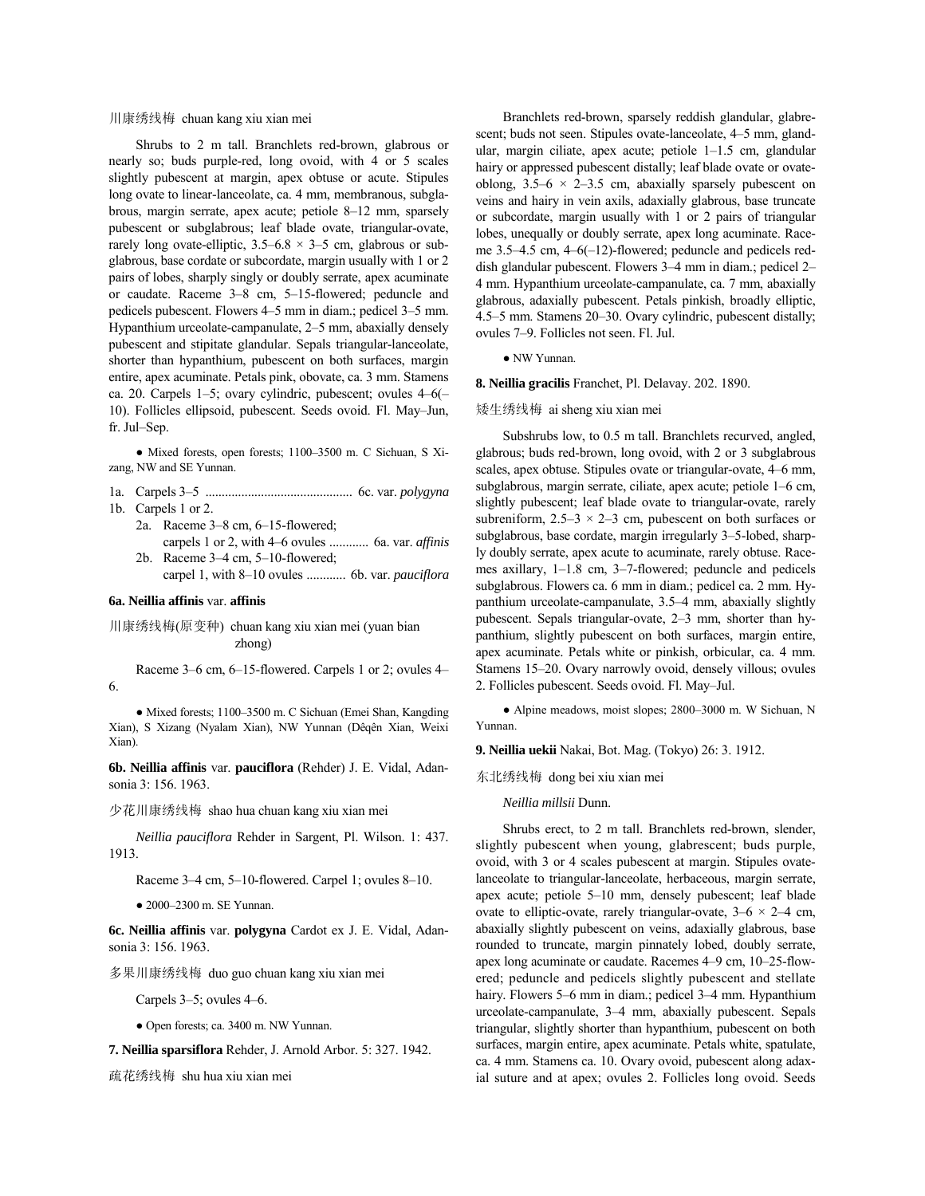川康绣线梅 chuan kang xiu xian mei

Shrubs to 2 m tall. Branchlets red-brown, glabrous or nearly so; buds purple-red, long ovoid, with 4 or 5 scales slightly pubescent at margin, apex obtuse or acute. Stipules long ovate to linear-lanceolate, ca. 4 mm, membranous, subglabrous, margin serrate, apex acute; petiole 8–12 mm, sparsely pubescent or subglabrous; leaf blade ovate, triangular-ovate, rarely long ovate-elliptic, 3.5–6.8 × 3–5 cm, glabrous or subglabrous, base cordate or subcordate, margin usually with 1 or 2 pairs of lobes, sharply singly or doubly serrate, apex acuminate or caudate. Raceme 3–8 cm, 5–15-flowered; peduncle and pedicels pubescent. Flowers 4–5 mm in diam.; pedicel 3–5 mm. Hypanthium urceolate-campanulate, 2–5 mm, abaxially densely pubescent and stipitate glandular. Sepals triangular-lanceolate, shorter than hypanthium, pubescent on both surfaces, margin entire, apex acuminate. Petals pink, obovate, ca. 3 mm. Stamens ca. 20. Carpels 1–5; ovary cylindric, pubescent; ovules 4–6(–10). Follicles ellipsoid, pubescent. Seeds ovoid. Fl. May–Jun, fr. Jul–Sep.

● Mixed forests, open forests; 1100–3500 m. C Sichuan, S Xizang, NW and SE Yunnan.

1a. Carpels 3–5 ............................................ 6c. var. *polygyna*
1b. Carpels 1 or 2.
  2a. Raceme 3–8 cm, 6–15-flowered; carpels 1 or 2, with 4–6 ovules ............ 6a. var. *affinis*
  2b. Raceme 3–4 cm, 5–10-flowered; carpel 1, with 8–10 ovules ............ 6b. var. *pauciflora*

**6a. Neillia affinis** var. **affinis**

川康绣线梅(原变种) chuan kang xiu xian mei (yuan bian zhong)

Raceme 3–6 cm, 6–15-flowered. Carpels 1 or 2; ovules 4–6.

● Mixed forests; 1100–3500 m. C Sichuan (Emei Shan, Kangding Xian), S Xizang (Nyalam Xian), NW Yunnan (Dêqên Xian, Weixi Xian).

**6b. Neillia affinis** var. **pauciflora** (Rehder) J. E. Vidal, Adansonia 3: 156. 1963.

少花川康绣线梅 shao hua chuan kang xiu xian mei

*Neillia pauciflora* Rehder in Sargent, Pl. Wilson. 1: 437. 1913.

Raceme 3–4 cm, 5–10-flowered. Carpel 1; ovules 8–10.

● 2000–2300 m. SE Yunnan.

**6c. Neillia affinis** var. **polygyna** Cardot ex J. E. Vidal, Adansonia 3: 156. 1963.

多果川康绣线梅 duo guo chuan kang xiu xian mei

Carpels 3–5; ovules 4–6.

● Open forests; ca. 3400 m. NW Yunnan.

**7. Neillia sparsiflora** Rehder, J. Arnold Arbor. 5: 327. 1942.

疏花绣线梅 shu hua xiu xian mei

Branchlets red-brown, sparsely reddish glandular, glabrescent; buds not seen. Stipules ovate-lanceolate, 4–5 mm, glandular, margin ciliate, apex acute; petiole 1–1.5 cm, glandular hairy or appressed pubescent distally; leaf blade ovate or ovate-oblong, 3.5–6 × 2–3.5 cm, abaxially sparsely pubescent on veins and hairy in vein axils, adaxially glabrous, base truncate or subcordate, margin usually with 1 or 2 pairs of triangular lobes, unequally or doubly serrate, apex long acuminate. Raceme 3.5–4.5 cm, 4–6(–12)-flowered; peduncle and pedicels reddish glandular pubescent. Flowers 3–4 mm in diam.; pedicel 2–4 mm. Hypanthium urceolate-campanulate, ca. 7 mm, abaxially glabrous, adaxially pubescent. Petals pinkish, broadly elliptic, 4.5–5 mm. Stamens 20–30. Ovary cylindric, pubescent distally; ovules 7–9. Follicles not seen. Fl. Jul.

● NW Yunnan.

**8. Neillia gracilis** Franchet, Pl. Delavay. 202. 1890.

矮生绣线梅 ai sheng xiu xian mei

Subshrubs low, to 0.5 m tall. Branchlets recurved, angled, glabrous; buds red-brown, long ovoid, with 2 or 3 subglabrous scales, apex obtuse. Stipules ovate or triangular-ovate, 4–6 mm, subglabrous, margin serrate, ciliate, apex acute; petiole 1–6 cm, slightly pubescent; leaf blade ovate to triangular-ovate, rarely subreniform, 2.5–3 × 2–3 cm, pubescent on both surfaces or subglabrous, base cordate, margin irregularly 3–5-lobed, sharply doubly serrate, apex acute to acuminate, rarely obtuse. Racemes axillary, 1–1.8 cm, 3–7-flowered; peduncle and pedicels subglabrous. Flowers ca. 6 mm in diam.; pedicel ca. 2 mm. Hypanthium urceolate-campanulate, 3.5–4 mm, abaxially slightly pubescent. Sepals triangular-ovate, 2–3 mm, shorter than hypanthium, slightly pubescent on both surfaces, margin entire, apex acuminate. Petals white or pinkish, orbicular, ca. 4 mm. Stamens 15–20. Ovary narrowly ovoid, densely villous; ovules 2. Follicles pubescent. Seeds ovoid. Fl. May–Jul.

● Alpine meadows, moist slopes; 2800–3000 m. W Sichuan, N Yunnan.

**9. Neillia uekii** Nakai, Bot. Mag. (Tokyo) 26: 3. 1912.

东北绣线梅 dong bei xiu xian mei

*Neillia millsii* Dunn.

Shrubs erect, to 2 m tall. Branchlets red-brown, slender, slightly pubescent when young, glabrescent; buds purple, ovoid, with 3 or 4 scales pubescent at margin. Stipules ovate-lanceolate to triangular-lanceolate, herbaceous, margin serrate, apex acute; petiole 5–10 mm, densely pubescent; leaf blade ovate to elliptic-ovate, rarely triangular-ovate, 3–6 × 2–4 cm, abaxially slightly pubescent on veins, adaxially glabrous, base rounded to truncate, margin pinnately lobed, doubly serrate, apex long acuminate or caudate. Racemes 4–9 cm, 10–25-flowered; peduncle and pedicels slightly pubescent and stellate hairy. Flowers 5–6 mm in diam.; pedicel 3–4 mm. Hypanthium urceolate-campanulate, 3–4 mm, abaxially pubescent. Sepals triangular, slightly shorter than hypanthium, pubescent on both surfaces, margin entire, apex acuminate. Petals white, spatulate, ca. 4 mm. Stamens ca. 10. Ovary ovoid, pubescent along adaxial suture and at apex; ovules 2. Follicles long ovoid. Seeds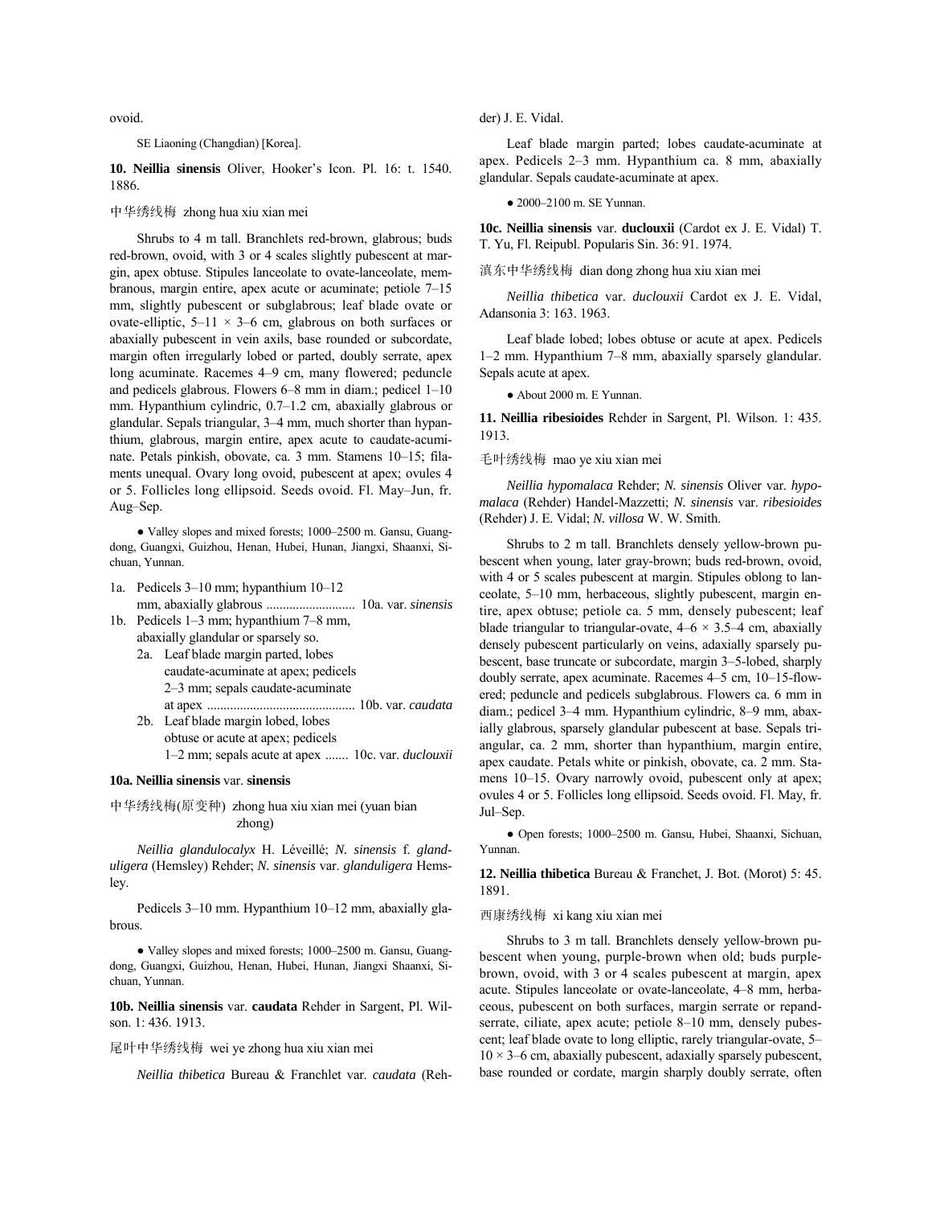ovoid.

SE Liaoning (Changdian) [Korea].

**10. Neillia sinensis** Oliver, Hooker's Icon. Pl. 16: t. 1540. 1886.

中华绣线梅 zhong hua xiu xian mei

Shrubs to 4 m tall. Branchlets red-brown, glabrous; buds red-brown, ovoid, with 3 or 4 scales slightly pubescent at margin, apex obtuse. Stipules lanceolate to ovate-lanceolate, membranous, margin entire, apex acute or acuminate; petiole 7–15 mm, slightly pubescent or subglabrous; leaf blade ovate or ovate-elliptic, 5–11 × 3–6 cm, glabrous on both surfaces or abaxially pubescent in vein axils, base rounded or subcordate, margin often irregularly lobed or parted, doubly serrate, apex long acuminate. Racemes 4–9 cm, many flowered; peduncle and pedicels glabrous. Flowers 6–8 mm in diam.; pedicel 1–10 mm. Hypanthium cylindric, 0.7–1.2 cm, abaxially glabrous or glandular. Sepals triangular, 3–4 mm, much shorter than hypanthium, glabrous, margin entire, apex acute to caudate-acuminate. Petals pinkish, obovate, ca. 3 mm. Stamens 10–15; filaments unequal. Ovary long ovoid, pubescent at apex; ovules 4 or 5. Follicles long ellipsoid. Seeds ovoid. Fl. May–Jun, fr. Aug–Sep.

● Valley slopes and mixed forests; 1000–2500 m. Gansu, Guangdong, Guangxi, Guizhou, Henan, Hubei, Hunan, Jiangxi, Shaanxi, Sichuan, Yunnan.

1a. Pedicels 3–10 mm; hypanthium 10–12 mm, abaxially glabrous .......................... 10a. var. *sinensis*
1b. Pedicels 1–3 mm; hypanthium 7–8 mm, abaxially glandular or sparsely so.
  2a. Leaf blade margin parted, lobes caudate-acuminate at apex; pedicels 2–3 mm; sepals caudate-acuminate at apex ............................................ 10b. var. *caudata*
  2b. Leaf blade margin lobed, lobes obtuse or acute at apex; pedicels 1–2 mm; sepals acute at apex ....... 10c. var. *duclouxii*

**10a. Neillia sinensis** var. **sinensis**

中华绣线梅(原变种) zhong hua xiu xian mei (yuan bian zhong)

*Neillia glandulocalyx* H. Léveillé; *N. sinensis* f. *glanduligera* (Hemsley) Rehder; *N. sinensis* var. *glanduligera* Hemsley.

Pedicels 3–10 mm. Hypanthium 10–12 mm, abaxially glabrous.

● Valley slopes and mixed forests; 1000–2500 m. Gansu, Guangdong, Guangxi, Guizhou, Henan, Hubei, Hunan, Jiangxi Shaanxi, Sichuan, Yunnan.

**10b. Neillia sinensis** var. **caudata** Rehder in Sargent, Pl. Wilson. 1: 436. 1913.

尾叶中华绣线梅 wei ye zhong hua xiu xian mei

*Neillia thibetica* Bureau & Franchlet var. *caudata* (Rehder) J. E. Vidal.

Leaf blade margin parted; lobes caudate-acuminate at apex. Pedicels 2–3 mm. Hypanthium ca. 8 mm, abaxially glandular. Sepals caudate-acuminate at apex.

● 2000–2100 m. SE Yunnan.

**10c. Neillia sinensis** var. **duclouxii** (Cardot ex J. E. Vidal) T. T. Yu, Fl. Reipubl. Popularis Sin. 36: 91. 1974.

滇东中华绣线梅 dian dong zhong hua xiu xian mei

*Neillia thibetica* var. *duclouxii* Cardot ex J. E. Vidal, Adansonia 3: 163. 1963.

Leaf blade lobed; lobes obtuse or acute at apex. Pedicels 1–2 mm. Hypanthium 7–8 mm, abaxially sparsely glandular. Sepals acute at apex.

● About 2000 m. E Yunnan.

**11. Neillia ribesioides** Rehder in Sargent, Pl. Wilson. 1: 435. 1913.

毛叶绣线梅 mao ye xiu xian mei

*Neillia hypomalaca* Rehder; *N. sinensis* Oliver var. *hypomalaca* (Rehder) Handel-Mazzetti; *N. sinensis* var. *ribesioides* (Rehder) J. E. Vidal; *N. villosa* W. W. Smith.

Shrubs to 2 m tall. Branchlets densely yellow-brown pubescent when young, later gray-brown; buds red-brown, ovoid, with 4 or 5 scales pubescent at margin. Stipules oblong to lanceolate, 5–10 mm, herbaceous, slightly pubescent, margin entire, apex obtuse; petiole ca. 5 mm, densely pubescent; leaf blade triangular to triangular-ovate, 4–6 × 3.5–4 cm, abaxially densely pubescent particularly on veins, adaxially sparsely pubescent, base truncate or subcordate, margin 3–5-lobed, sharply doubly serrate, apex acuminate. Racemes 4–5 cm, 10–15-flowered; peduncle and pedicels subglabrous. Flowers ca. 6 mm in diam.; pedicel 3–4 mm. Hypanthium cylindric, 8–9 mm, abaxially glabrous, sparsely glandular pubescent at base. Sepals triangular, ca. 2 mm, shorter than hypanthium, margin entire, apex caudate. Petals white or pinkish, obovate, ca. 2 mm. Stamens 10–15. Ovary narrowly ovoid, pubescent only at apex; ovules 4 or 5. Follicles long ellipsoid. Seeds ovoid. Fl. May, fr. Jul–Sep.

● Open forests; 1000–2500 m. Gansu, Hubei, Shaanxi, Sichuan, Yunnan.

**12. Neillia thibetica** Bureau & Franchet, J. Bot. (Morot) 5: 45. 1891.

西康绣线梅 xi kang xiu xian mei

Shrubs to 3 m tall. Branchlets densely yellow-brown pubescent when young, purple-brown when old; buds purple-brown, ovoid, with 3 or 4 scales pubescent at margin, apex acute. Stipules lanceolate or ovate-lanceolate, 4–8 mm, herbaceous, pubescent on both surfaces, margin serrate or repand-serrate, ciliate, apex acute; petiole 8–10 mm, densely pubescent; leaf blade ovate to long elliptic, rarely triangular-ovate, 5–10 × 3–6 cm, abaxially pubescent, adaxially sparsely pubescent, base rounded or cordate, margin sharply doubly serrate, often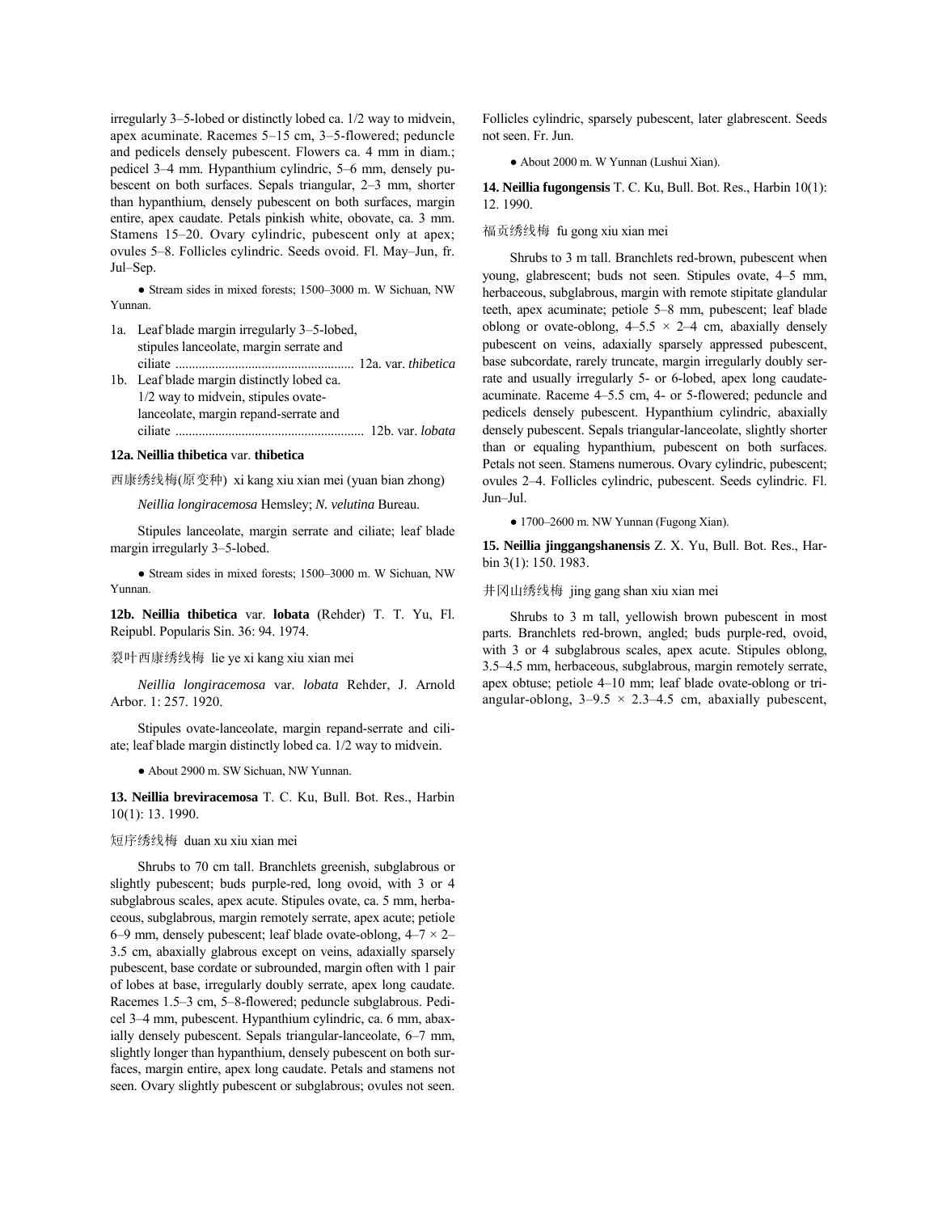irregularly 3–5-lobed or distinctly lobed ca. 1/2 way to midvein, apex acuminate. Racemes 5–15 cm, 3–5-flowered; peduncle and pedicels densely pubescent. Flowers ca. 4 mm in diam.; pedicel 3–4 mm. Hypanthium cylindric, 5–6 mm, densely pubescent on both surfaces. Sepals triangular, 2–3 mm, shorter than hypanthium, densely pubescent on both surfaces, margin entire, apex caudate. Petals pinkish white, obovate, ca. 3 mm. Stamens 15–20. Ovary cylindric, pubescent only at apex; ovules 5–8. Follicles cylindric. Seeds ovoid. Fl. May–Jun, fr. Jul–Sep.

● Stream sides in mixed forests; 1500–3000 m. W Sichuan, NW Yunnan.

1a. Leaf blade margin irregularly 3–5-lobed, stipules lanceolate, margin serrate and ciliate ..................................................... 12a. var. *thibetica*
1b. Leaf blade margin distinctly lobed ca. 1/2 way to midvein, stipules ovate-lanceolate, margin repand-serrate and ciliate ........................................................ 12b. var. *lobata*

**12a. Neillia thibetica** var. **thibetica**

西康绣线梅(原变种) xi kang xiu xian mei (yuan bian zhong)

*Neillia longiracemosa* Hemsley; *N. velutina* Bureau.

Stipules lanceolate, margin serrate and ciliate; leaf blade margin irregularly 3–5-lobed.

● Stream sides in mixed forests; 1500–3000 m. W Sichuan, NW Yunnan.

**12b. Neillia thibetica** var. **lobata** (Rehder) T. T. Yu, Fl. Reipubl. Popularis Sin. 36: 94. 1974.

裂叶西康绣线梅 lie ye xi kang xiu xian mei

*Neillia longiracemosa* var. *lobata* Rehder, J. Arnold Arbor. 1: 257. 1920.

Stipules ovate-lanceolate, margin repand-serrate and ciliate; leaf blade margin distinctly lobed ca. 1/2 way to midvein.

● About 2900 m. SW Sichuan, NW Yunnan.

**13. Neillia breviracemosa** T. C. Ku, Bull. Bot. Res., Harbin 10(1): 13. 1990.

短序绣线梅 duan xu xiu xian mei

Shrubs to 70 cm tall. Branchlets greenish, subglabrous or slightly pubescent; buds purple-red, long ovoid, with 3 or 4 subglabrous scales, apex acute. Stipules ovate, ca. 5 mm, herbaceous, subglabrous, margin remotely serrate, apex acute; petiole 6–9 mm, densely pubescent; leaf blade ovate-oblong, 4–7 × 2–3.5 cm, abaxially glabrous except on veins, adaxially sparsely pubescent, base cordate or subrounded, margin often with 1 pair of lobes at base, irregularly doubly serrate, apex long caudate. Racemes 1.5–3 cm, 5–8-flowered; peduncle subglabrous. Pedicel 3–4 mm, pubescent. Hypanthium cylindric, ca. 6 mm, abaxially densely pubescent. Sepals triangular-lanceolate, 6–7 mm, slightly longer than hypanthium, densely pubescent on both surfaces, margin entire, apex long caudate. Petals and stamens not seen. Ovary slightly pubescent or subglabrous; ovules not seen. Follicles cylindric, sparsely pubescent, later glabrescent. Seeds not seen. Fr. Jun.

● About 2000 m. W Yunnan (Lushui Xian).

**14. Neillia fugongensis** T. C. Ku, Bull. Bot. Res., Harbin 10(1): 12. 1990.

福贡绣线梅 fu gong xiu xian mei

Shrubs to 3 m tall. Branchlets red-brown, pubescent when young, glabrescent; buds not seen. Stipules ovate, 4–5 mm, herbaceous, subglabrous, margin with remote stipitate glandular teeth, apex acuminate; petiole 5–8 mm, pubescent; leaf blade oblong or ovate-oblong, 4–5.5 × 2–4 cm, abaxially densely pubescent on veins, adaxially sparsely appressed pubescent, base subcordate, rarely truncate, margin irregularly doubly serrate and usually irregularly 5- or 6-lobed, apex long caudate-acuminate. Raceme 4–5.5 cm, 4- or 5-flowered; peduncle and pedicels densely pubescent. Hypanthium cylindric, abaxially densely pubescent. Sepals triangular-lanceolate, slightly shorter than or equaling hypanthium, pubescent on both surfaces. Petals not seen. Stamens numerous. Ovary cylindric, pubescent; ovules 2–4. Follicles cylindric, pubescent. Seeds cylindric. Fl. Jun–Jul.

● 1700–2600 m. NW Yunnan (Fugong Xian).

**15. Neillia jinggangshanensis** Z. X. Yu, Bull. Bot. Res., Harbin 3(1): 150. 1983.

井冈山绣线梅 jing gang shan xiu xian mei

Shrubs to 3 m tall, yellowish brown pubescent in most parts. Branchlets red-brown, angled; buds purple-red, ovoid, with 3 or 4 subglabrous scales, apex acute. Stipules oblong, 3.5–4.5 mm, herbaceous, subglabrous, margin remotely serrate, apex obtuse; petiole 4–10 mm; leaf blade ovate-oblong or triangular-oblong, 3–9.5 × 2.3–4.5 cm, abaxially pubescent,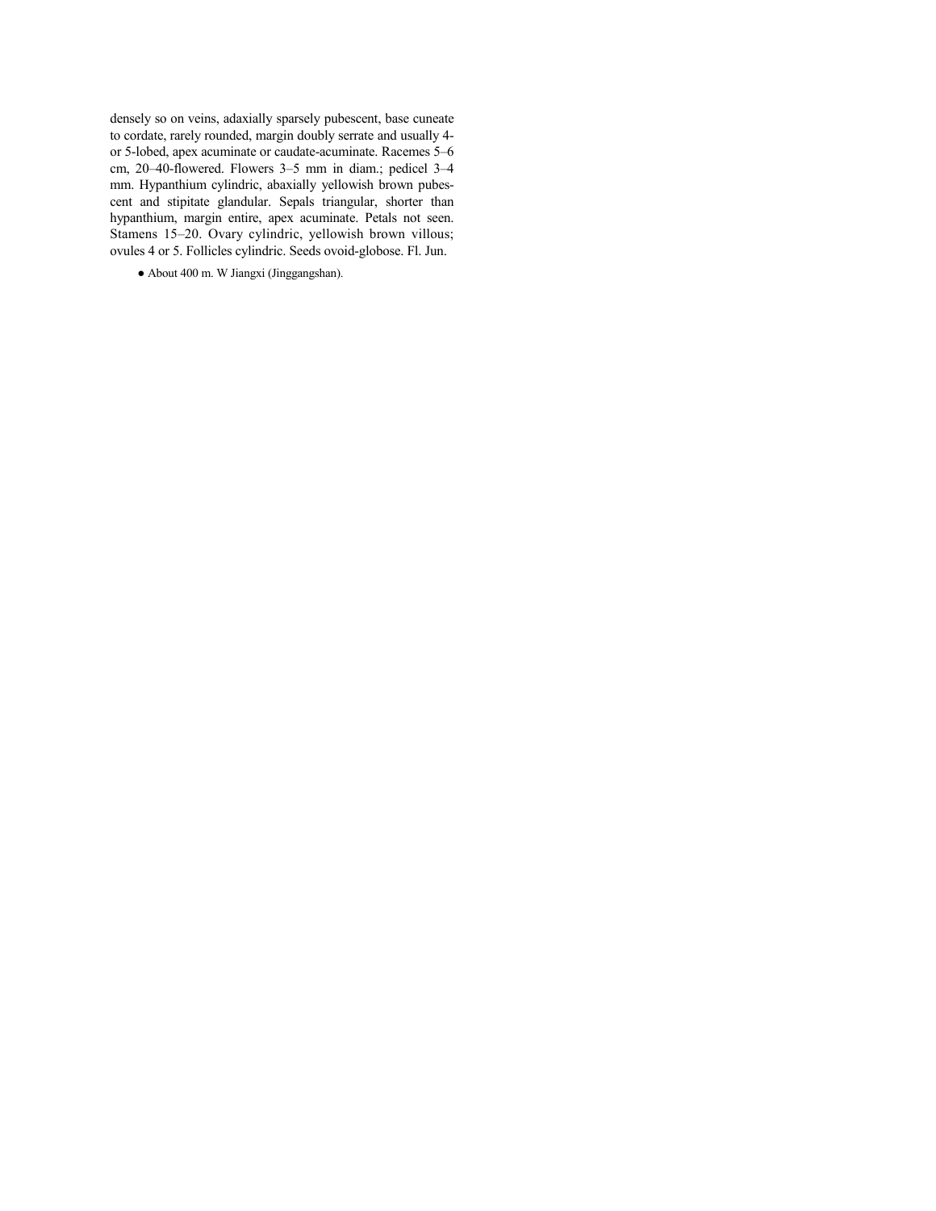densely so on veins, adaxially sparsely pubescent, base cuneate to cordate, rarely rounded, margin doubly serrate and usually 4- or 5-lobed, apex acuminate or caudate-acuminate. Racemes 5–6 cm, 20–40-flowered. Flowers 3–5 mm in diam.; pedicel 3–4 mm. Hypanthium cylindric, abaxially yellowish brown pubescent and stipitate glandular. Sepals triangular, shorter than hypanthium, margin entire, apex acuminate. Petals not seen. Stamens 15–20. Ovary cylindric, yellowish brown villous; ovules 4 or 5. Follicles cylindric. Seeds ovoid-globose. Fl. Jun.

● About 400 m. W Jiangxi (Jinggangshan).